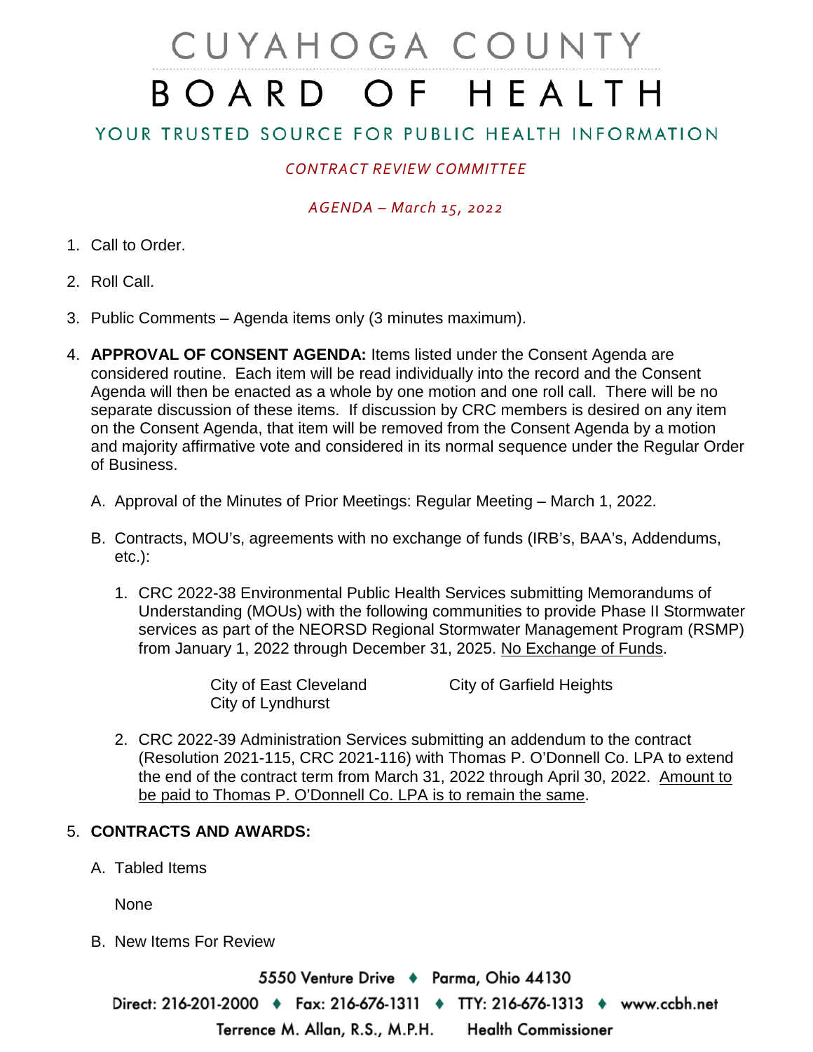# CUYAHOGA COUNTY BOARD OF HEALTH

## YOUR TRUSTED SOURCE FOR PUBLIC HEALTH INFORMATION

*CONTRACT REVIEW COMMITTEE*

*AGENDA – March 15, 2022*

1. Call to Order.

2. Roll Call.

3. Public Comments – Agenda items only (3 minutes maximum).

4. **APPROVAL OF CONSENT AGENDA:** Items listed under the Consent Agenda are considered routine. Each item will be read individually into the record and the Consent Agenda will then be enacted as a whole by one motion and one roll call. There will be no separate discussion of these items. If discussion by CRC members is desired on any item on the Consent Agenda, that item will be removed from the Consent Agenda by a motion and majority affirmative vote and considered in its normal sequence under the Regular Order of Business.

   A. Approval of the Minutes of Prior Meetings: Regular Meeting – March 1, 2022.

   B. Contracts, MOU's, agreements with no exchange of funds (IRB's, BAA's, Addendums, etc.):

      1. CRC 2022-38 Environmental Public Health Services submitting Memorandums of Understanding (MOUs) with the following communities to provide Phase II Stormwater services as part of the NEORSD Regional Stormwater Management Program (RSMP) from January 1, 2022 through December 31, 2025. No Exchange of Funds.

         City of East Cleveland
         City of Garfield Heights
         City of Lyndhurst

      2. CRC 2022-39 Administration Services submitting an addendum to the contract (Resolution 2021-115, CRC 2021-116) with Thomas P. O'Donnell Co. LPA to extend the end of the contract term from March 31, 2022 through April 30, 2022. Amount to be paid to Thomas P. O'Donnell Co. LPA is to remain the same.

5. **CONTRACTS AND AWARDS:**

   A. Tabled Items

      None

   B. New Items For Review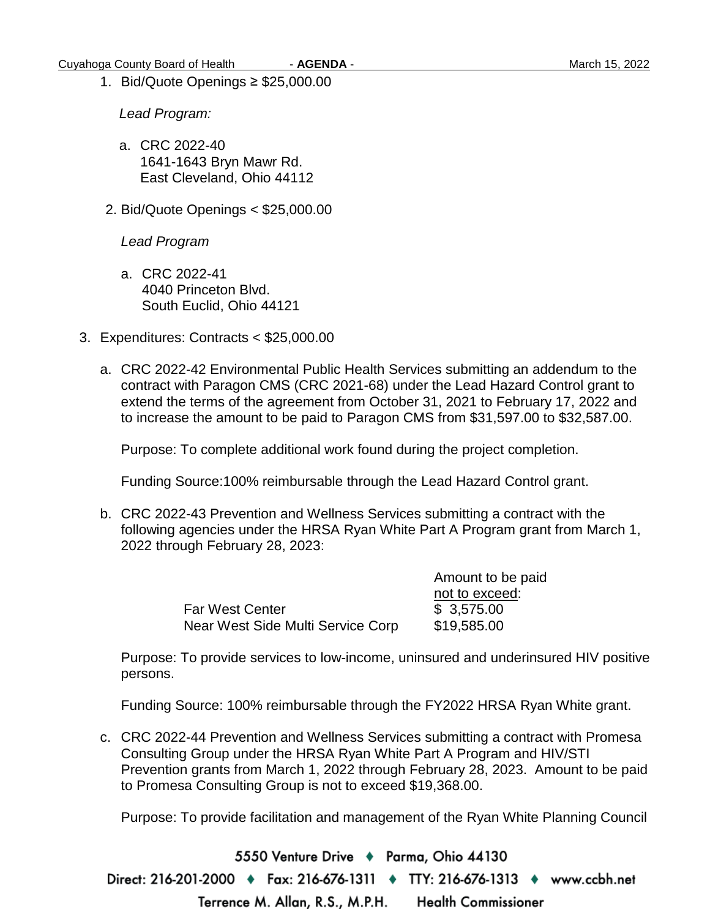1. Bid/Quote Openings ≥ $25,000.00

   *Lead Program:*

   a. CRC 2022-40
      1641-1643 Bryn Mawr Rd.
      East Cleveland, Ohio 44112

2. Bid/Quote Openings < $25,000.00

   *Lead Program*

   a. CRC 2022-41
      4040 Princeton Blvd.
      South Euclid, Ohio 44121

3. Expenditures: Contracts < $25,000.00

   a. CRC 2022-42 Environmental Public Health Services submitting an addendum to the contract with Paragon CMS (CRC 2021-68) under the Lead Hazard Control grant to extend the terms of the agreement from October 31, 2021 to February 17, 2022 and to increase the amount to be paid to Paragon CMS from $31,597.00 to $32,587.00.

      Purpose: To complete additional work found during the project completion.

      Funding Source:100% reimbursable through the Lead Hazard Control grant.

   b. CRC 2022-43 Prevention and Wellness Services submitting a contract with the following agencies under the HRSA Ryan White Part A Program grant from March 1, 2022 through February 28, 2023:

      | | Amount to be paid not to exceed: |
      |---|---|
      | Far West Center | $ 3,575.00 |
      | Near West Side Multi Service Corp | $19,585.00 |

      Purpose: To provide services to low-income, uninsured and underinsured HIV positive persons.

      Funding Source: 100% reimbursable through the FY2022 HRSA Ryan White grant.

   c. CRC 2022-44 Prevention and Wellness Services submitting a contract with Promesa Consulting Group under the HRSA Ryan White Part A Program and HIV/STI Prevention grants from March 1, 2022 through February 28, 2023. Amount to be paid to Promesa Consulting Group is not to exceed $19,368.00.

      Purpose: To provide facilitation and management of the Ryan White Planning Council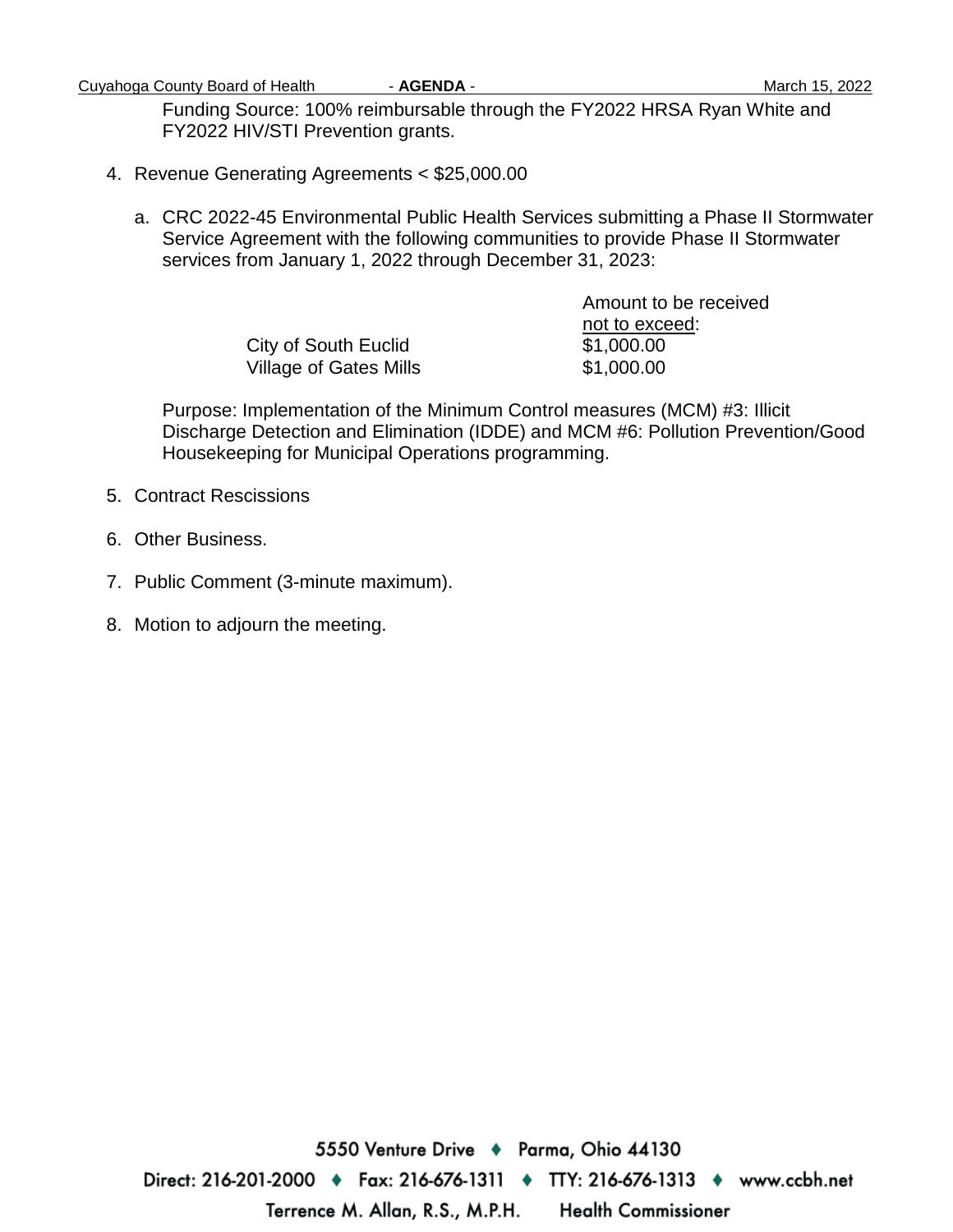Funding Source: 100% reimbursable through the FY2022 HRSA Ryan White and FY2022 HIV/STI Prevention grants.

4. Revenue Generating Agreements < $25,000.00

   a. CRC 2022-45 Environmental Public Health Services submitting a Phase II Stormwater Service Agreement with the following communities to provide Phase II Stormwater services from January 1, 2022 through December 31, 2023:

| | Amount to be received not to exceed: |
|---|---|
| City of South Euclid | $1,000.00 |
| Village of Gates Mills | $1,000.00 |

   Purpose: Implementation of the Minimum Control measures (MCM) #3: Illicit Discharge Detection and Elimination (IDDE) and MCM #6: Pollution Prevention/Good Housekeeping for Municipal Operations programming.

5. Contract Rescissions

6. Other Business.

7. Public Comment (3-minute maximum).

8. Motion to adjourn the meeting.

5550 Venture Drive ♦ Parma, Ohio 44130

Direct: 216-201-2000 ♦ Fax: 216-676-1311 ♦ TTY: 216-676-1313 ♦ www.ccbh.net

Terrence M. Allan, R.S., M.P.H. Health Commissioner